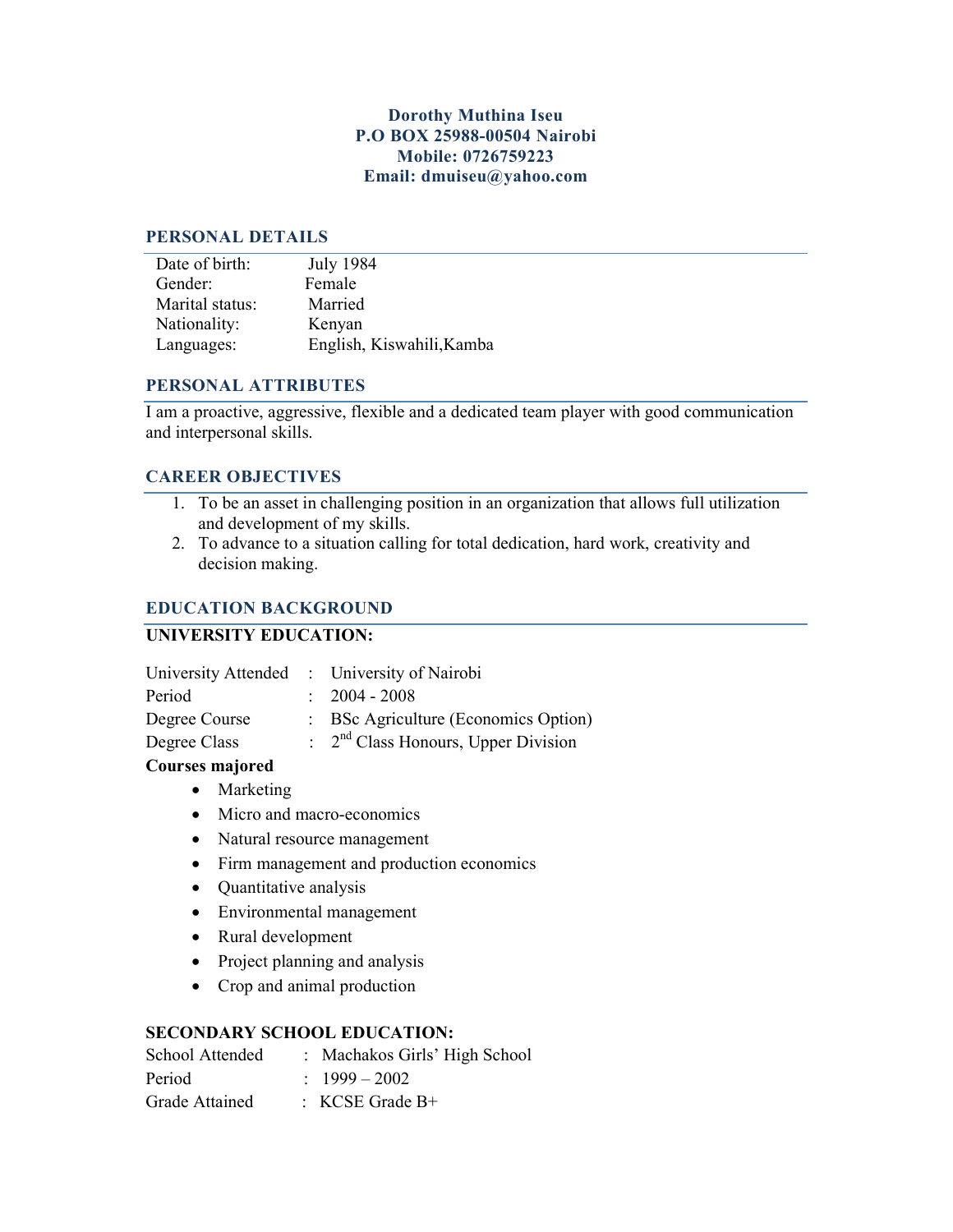**Dorothy Muthina Iseu**
**P.O BOX 25988-00504 Nairobi**
**Mobile: 0726759223**
**Email: dmuiseu@yahoo.com**

## PERSONAL DETAILS

| | |
|---|---|
| Date of birth: | July 1984 |
| Gender: | Female |
| Marital status: | Married |
| Nationality: | Kenyan |
| Languages: | English, Kiswahili,Kamba |

## PERSONAL ATTRIBUTES

I am a proactive, aggressive, flexible and a dedicated team player with good communication and interpersonal skills.

## CAREER OBJECTIVES

1. To be an asset in challenging position in an organization that allows full utilization and development of my skills.
2. To advance to a situation calling for total dedication, hard work, creativity and decision making.

## EDUCATION BACKGROUND

**UNIVERSITY EDUCATION:**

| | | |
|---|---|---|
| University Attended | : | University of Nairobi |
| Period | : | 2004 - 2008 |
| Degree Course | : | BSc Agriculture (Economics Option) |
| Degree Class | : | 2nd Class Honours, Upper Division |

**Courses majored**

- Marketing
- Micro and macro-economics
- Natural resource management
- Firm management and production economics
- Quantitative analysis
- Environmental management
- Rural development
- Project planning and analysis
- Crop and animal production

**SECONDARY SCHOOL EDUCATION:**

| | | |
|---|---|---|
| School Attended | : | Machakos Girls' High School |
| Period | : | 1999 – 2002 |
| Grade Attained | : | KCSE Grade B+ |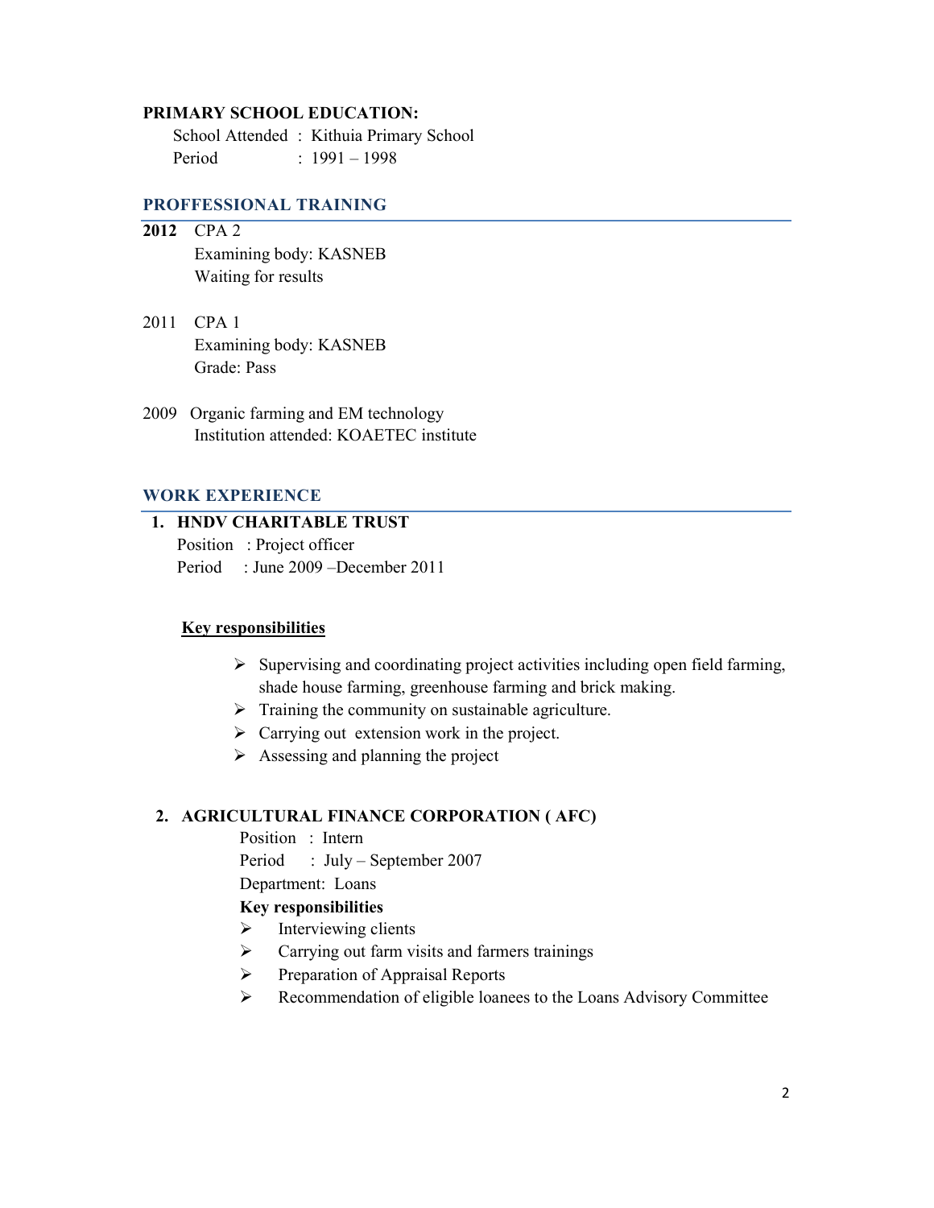**PRIMARY SCHOOL EDUCATION:**

School Attended : Kithuia Primary School
Period : 1991 – 1998

## PROFFESSIONAL TRAINING

**2012** CPA 2
Examining body: KASNEB
Waiting for results

2011 CPA 1
Examining body: KASNEB
Grade: Pass

2009 Organic farming and EM technology
Institution attended: KOAETEC institute

## WORK EXPERIENCE

**1. HNDV CHARITABLE TRUST**

Position : Project officer
Period : June 2009 –December 2011

**Key responsibilities**

- Supervising and coordinating project activities including open field farming, shade house farming, greenhouse farming and brick making.
- Training the community on sustainable agriculture.
- Carrying out extension work in the project.
- Assessing and planning the project

**2. AGRICULTURAL FINANCE CORPORATION ( AFC)**

Position : Intern
Period : July – September 2007
Department: Loans

**Key responsibilities**

- Interviewing clients
- Carrying out farm visits and farmers trainings
- Preparation of Appraisal Reports
- Recommendation of eligible loanees to the Loans Advisory Committee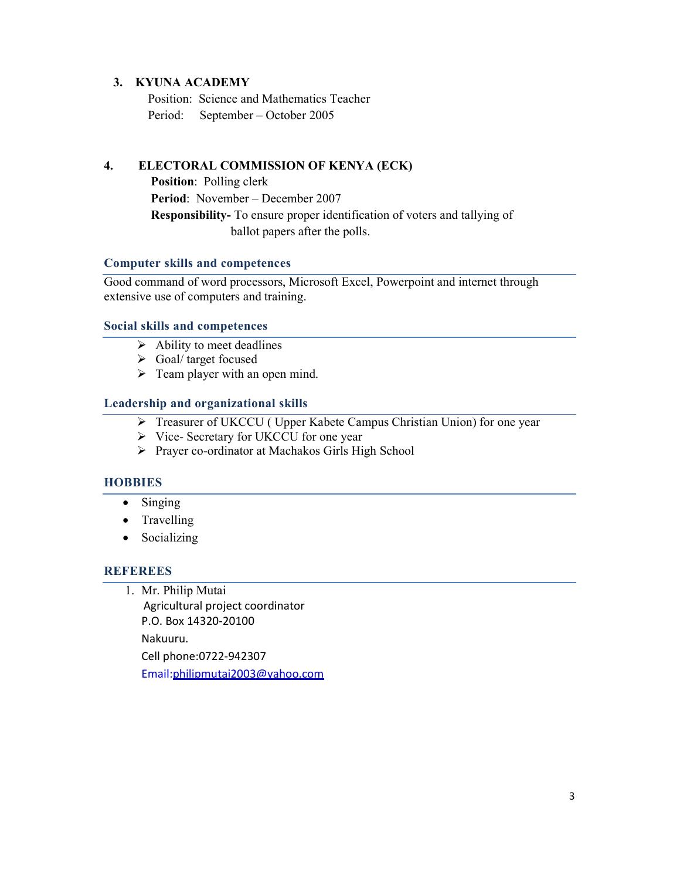3. **KYUNA ACADEMY**

   Position: Science and Mathematics Teacher

   Period: September – October 2005

4. **ELECTORAL COMMISSION OF KENYA (ECK)**

   **Position**: Polling clerk

   **Period**: November – December 2007

   **Responsibility-** To ensure proper identification of voters and tallying of ballot papers after the polls.

## Computer skills and competences

Good command of word processors, Microsoft Excel, Powerpoint and internet through extensive use of computers and training.

## Social skills and competences

- Ability to meet deadlines
- Goal/ target focused
- Team player with an open mind.

## Leadership and organizational skills

- Treasurer of UKCCU ( Upper Kabete Campus Christian Union) for one year
- Vice- Secretary for UKCCU for one year
- Prayer co-ordinator at Machakos Girls High School

## HOBBIES

- Singing
- Travelling
- Socializing

## REFEREES

1. Mr. Philip Mutai
   Agricultural project coordinator
   P.O. Box 14320-20100
   Nakuuru.
   Cell phone:0722-942307
   Email:philipmutai2003@yahoo.com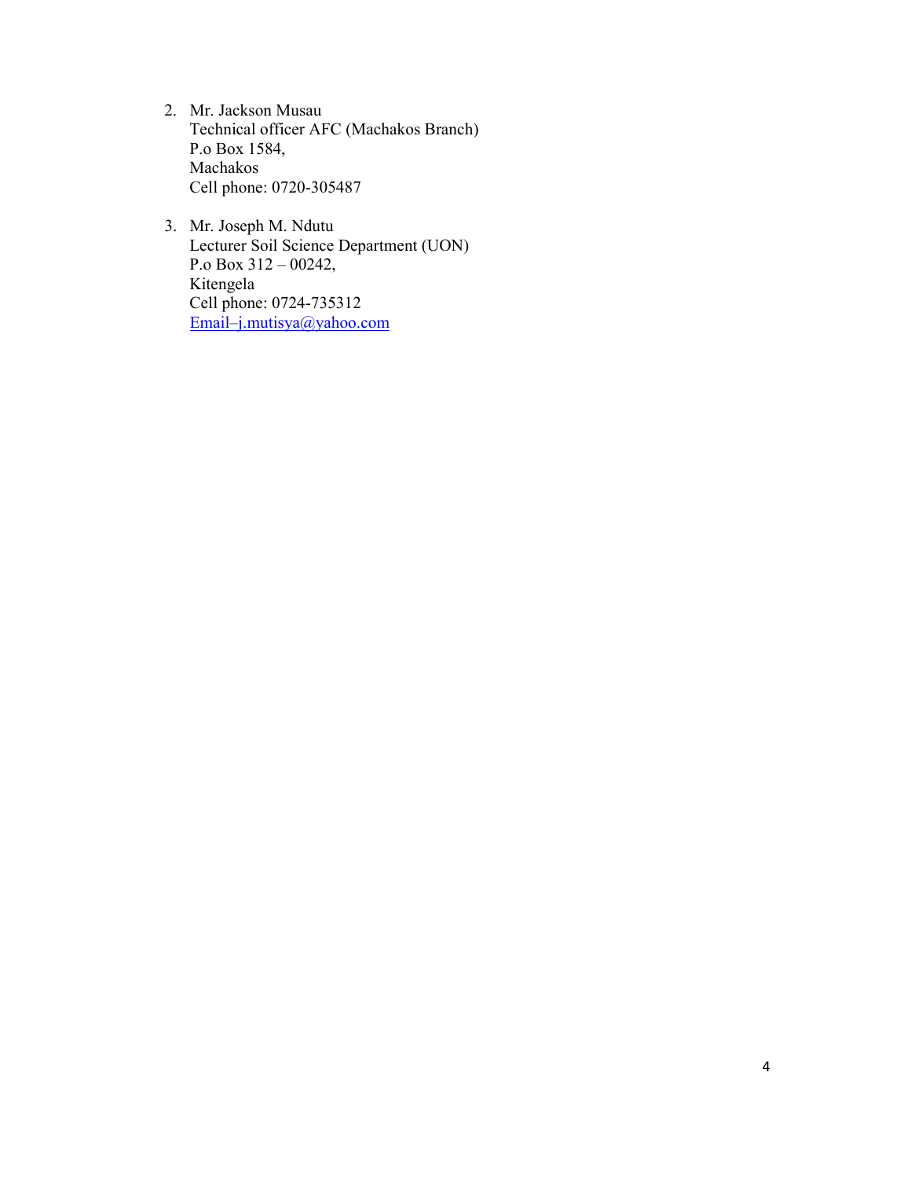2. Mr. Jackson Musau
   Technical officer AFC (Machakos Branch)
   P.o Box 1584,
   Machakos
   Cell phone: 0720-305487

3. Mr. Joseph M. Ndutu
   Lecturer Soil Science Department (UON)
   P.o Box 312 – 00242,
   Kitengela
   Cell phone: 0724-735312
   Email–j.mutisya@yahoo.com